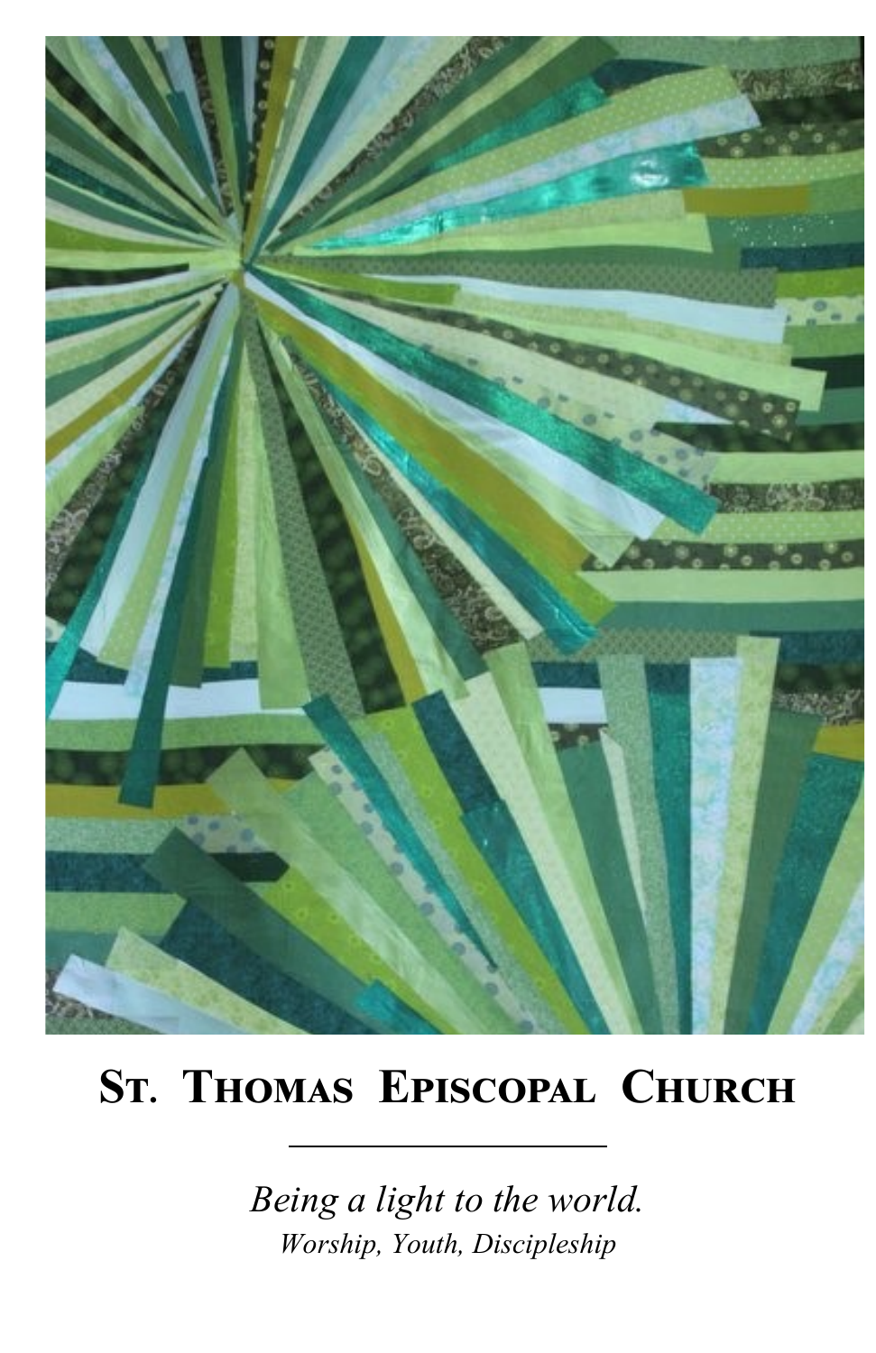# St. Thomas Episcopal Church

*Being a light to the world.*

*Worship, Youth, Discipleship*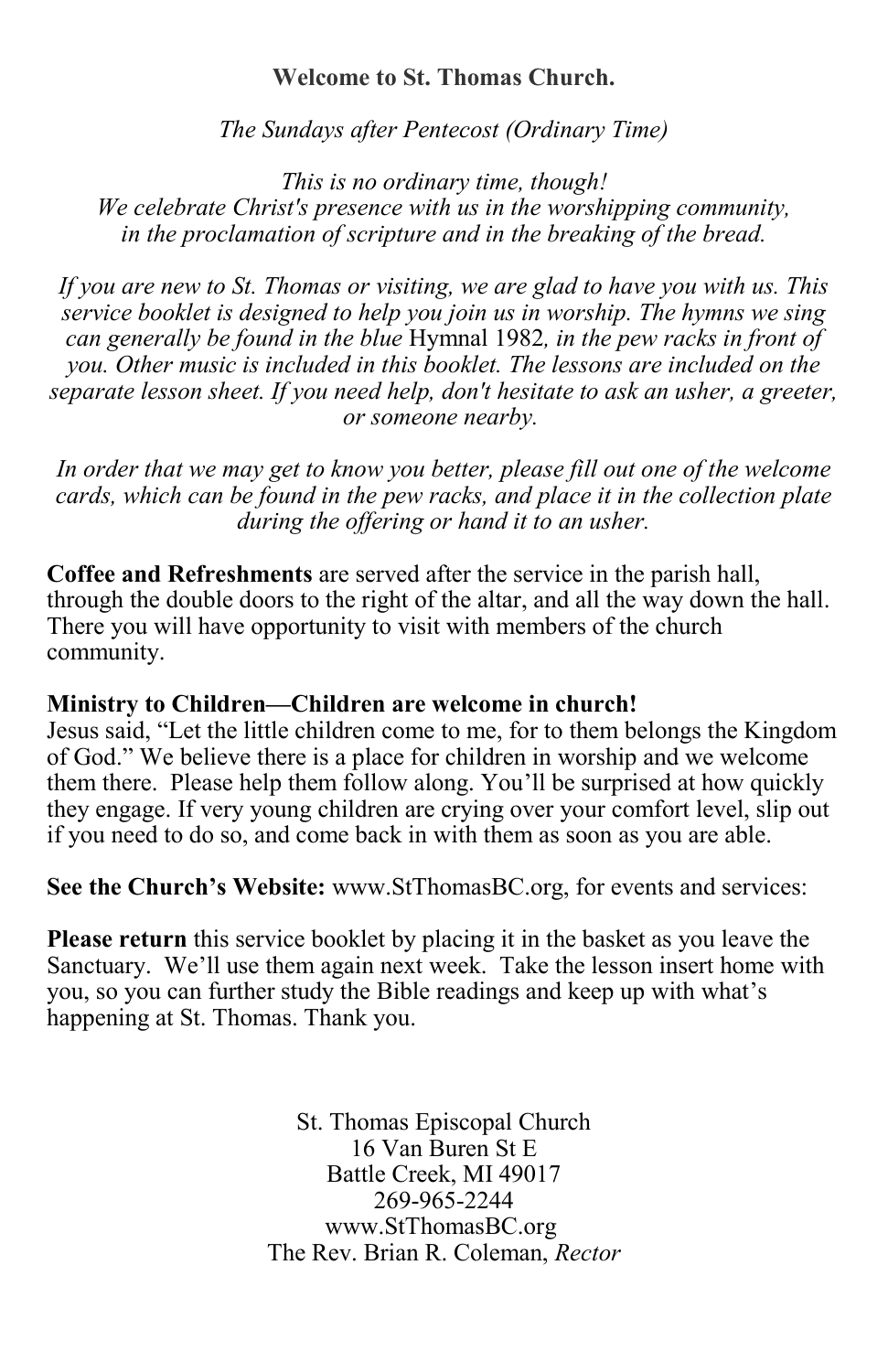**Welcome to St. Thomas Church.**

*The Sundays after Pentecost (Ordinary Time)*

*This is no ordinary time, though!*
*We celebrate Christ's presence with us in the worshipping community, in the proclamation of scripture and in the breaking of the bread.*

*If you are new to St. Thomas or visiting, we are glad to have you with us. This service booklet is designed to help you join us in worship. The hymns we sing can generally be found in the blue* Hymnal 1982*, in the pew racks in front of you. Other music is included in this booklet. The lessons are included on the separate lesson sheet. If you need help, don't hesitate to ask an usher, a greeter, or someone nearby.*

*In order that we may get to know you better, please fill out one of the welcome cards, which can be found in the pew racks, and place it in the collection plate during the offering or hand it to an usher.*

**Coffee and Refreshments** are served after the service in the parish hall, through the double doors to the right of the altar, and all the way down the hall. There you will have opportunity to visit with members of the church community.

**Ministry to Children—Children are welcome in church!**
Jesus said, "Let the little children come to me, for to them belongs the Kingdom of God." We believe there is a place for children in worship and we welcome them there. Please help them follow along. You'll be surprised at how quickly they engage. If very young children are crying over your comfort level, slip out if you need to do so, and come back in with them as soon as you are able.

**See the Church's Website:** www.StThomasBC.org, for events and services:

**Please return** this service booklet by placing it in the basket as you leave the Sanctuary. We'll use them again next week. Take the lesson insert home with you, so you can further study the Bible readings and keep up with what's happening at St. Thomas. Thank you.

St. Thomas Episcopal Church
16 Van Buren St E
Battle Creek, MI 49017
269-965-2244
www.StThomasBC.org
The Rev. Brian R. Coleman, *Rector*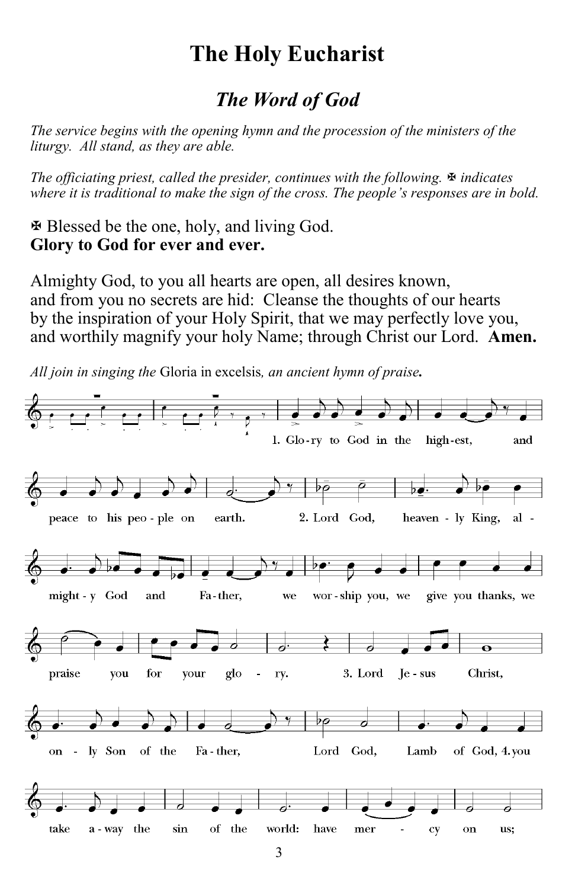# The Holy Eucharist

## *The Word of God*

*The service begins with the opening hymn and the procession of the ministers of the liturgy. All stand, as they are able.*

*The officiating priest, called the presider, continues with the following.* ✠ *indicates where it is traditional to make the sign of the cross. The people's responses are in bold.*

✠ Blessed be the one, holy, and living God.
**Glory to God for ever and ever.**

Almighty God, to you all hearts are open, all desires known, and from you no secrets are hid: Cleanse the thoughts of our hearts by the inspiration of your Holy Spirit, that we may perfectly love you, and worthily magnify your holy Name; through Christ our Lord. **Amen.**

*All join in singing the* Gloria in excelsis*, an ancient hymn of praise.*

1. Glo-ry to God in the high-est, and peace to his peo-ple on earth. 2. Lord God, heaven-ly King, al-might-y God and Fa-ther, we wor-ship you, we give you thanks, we praise you for your glo-ry. 3. Lord Je-sus Christ, on-ly Son of the Fa-ther, Lord God, Lamb of God, 4. you take a-way the sin of the world: have mer-cy on us;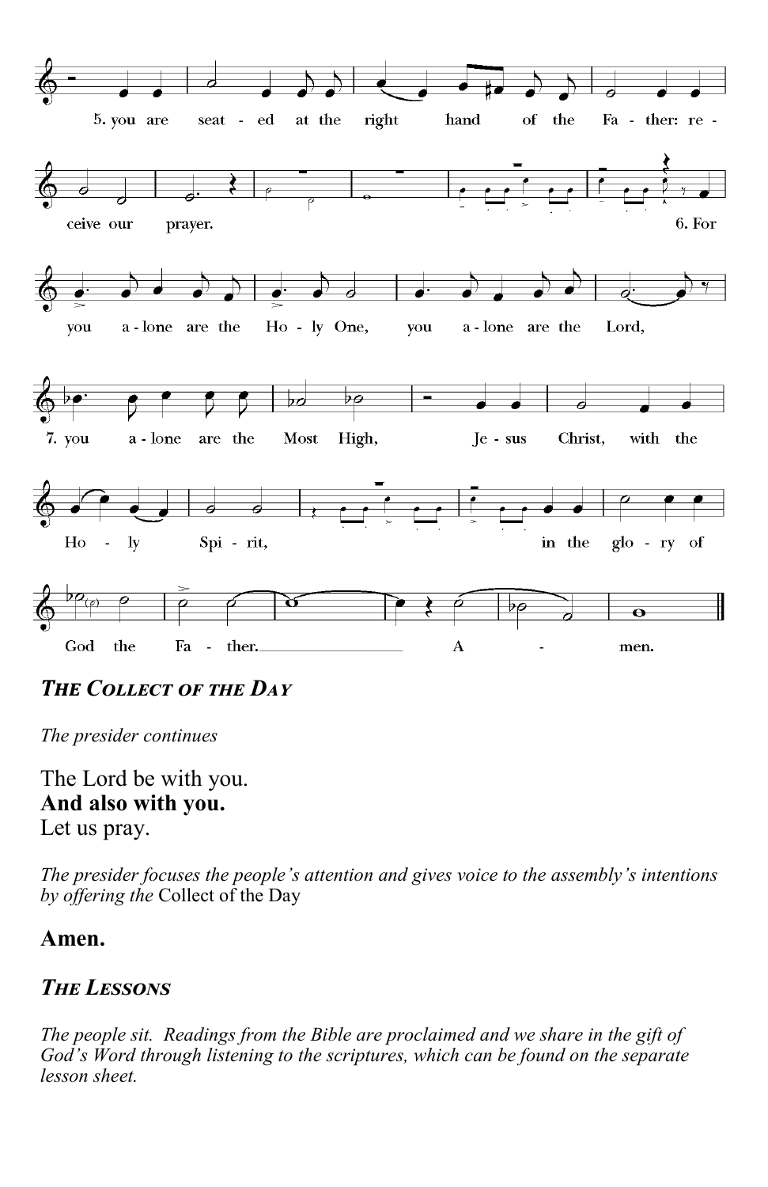5. you are seat - ed at the right hand of the Fa - ther: re - ceive our prayer.

6. For you a - lone are the Ho - ly One, you a - lone are the Lord,

7. you a - lone are the Most High, Je - sus Christ, with the Ho - ly Spi - rit, in the glo - ry of God the Fa - ther. A - men.

### *The Collect of the Day*

*The presider continues*

The Lord be with you.
**And also with you.**
Let us pray.

*The presider focuses the people's attention and gives voice to the assembly's intentions by offering the* Collect of the Day

**Amen.**

### *The Lessons*

*The people sit. Readings from the Bible are proclaimed and we share in the gift of God's Word through listening to the scriptures, which can be found on the separate lesson sheet.*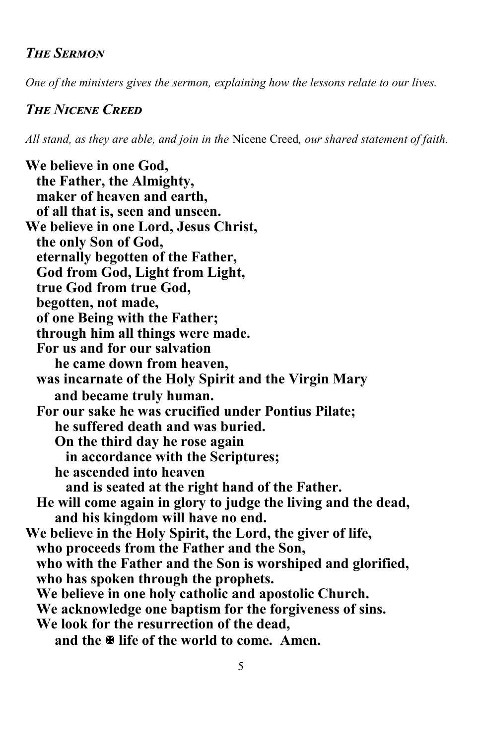### *The Sermon*

*One of the ministers gives the sermon, explaining how the lessons relate to our lives.*

### *The Nicene Creed*

*All stand, as they are able, and join in the* Nicene Creed*, our shared statement of faith.*

**We believe in one God,**
**the Father, the Almighty,**
**maker of heaven and earth,**
**of all that is, seen and unseen.**
**We believe in one Lord, Jesus Christ,**
**the only Son of God,**
**eternally begotten of the Father,**
**God from God, Light from Light,**
**true God from true God,**
**begotten, not made,**
**of one Being with the Father;**
**through him all things were made.**
**For us and for our salvation**
**he came down from heaven,**
**was incarnate of the Holy Spirit and the Virgin Mary**
**and became truly human.**
**For our sake he was crucified under Pontius Pilate;**
**he suffered death and was buried.**
**On the third day he rose again**
**in accordance with the Scriptures;**
**he ascended into heaven**
**and is seated at the right hand of the Father.**
**He will come again in glory to judge the living and the dead,**
**and his kingdom will have no end.**
**We believe in the Holy Spirit, the Lord, the giver of life,**
**who proceeds from the Father and the Son,**
**who with the Father and the Son is worshiped and glorified,**
**who has spoken through the prophets.**
**We believe in one holy catholic and apostolic Church.**
**We acknowledge one baptism for the forgiveness of sins.**
**We look for the resurrection of the dead,**
**and the ✠ life of the world to come. Amen.**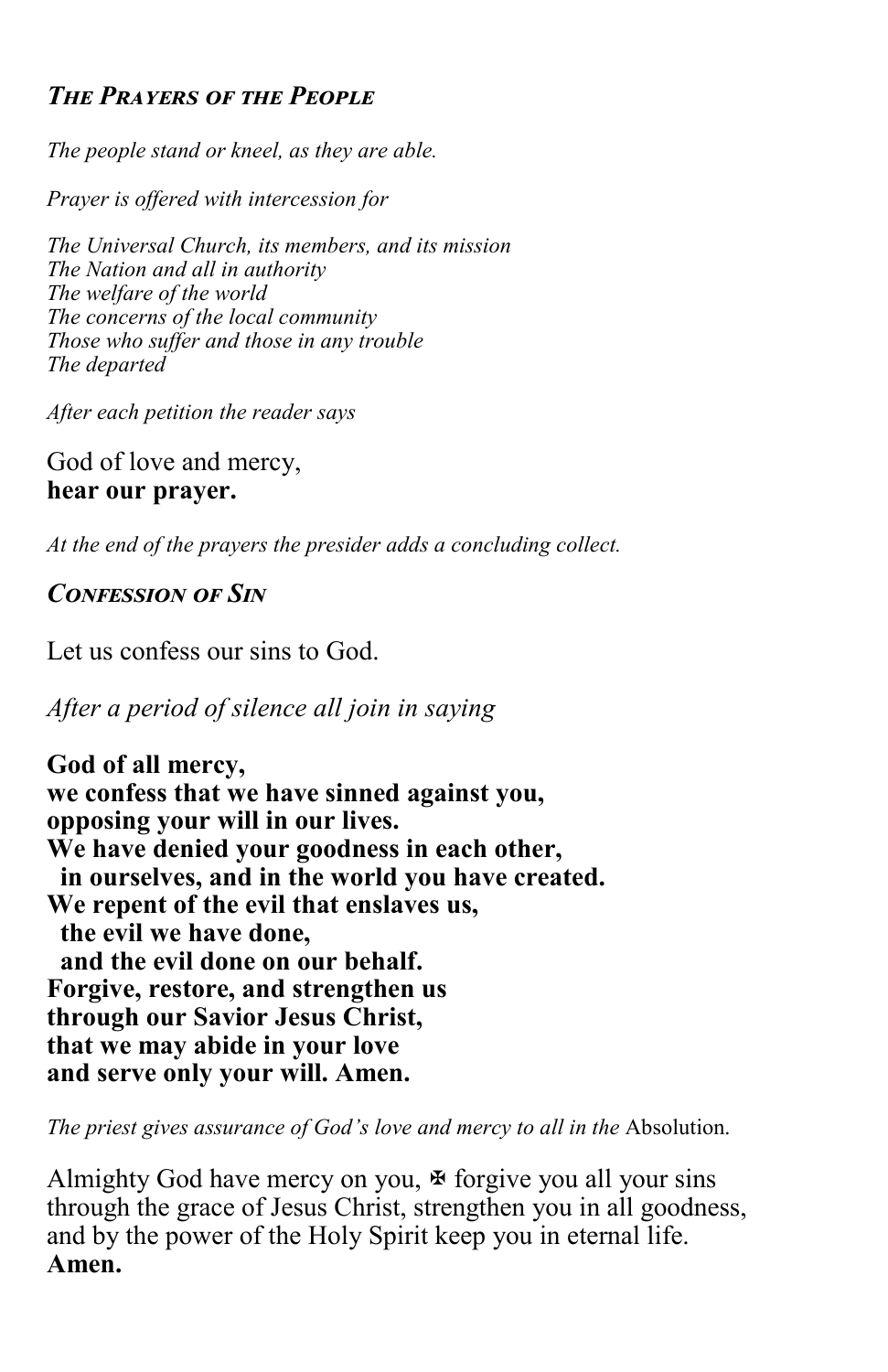### ***The Prayers of the People***

*The people stand or kneel, as they are able.*

*Prayer is offered with intercession for*

*The Universal Church, its members, and its mission*
*The Nation and all in authority*
*The welfare of the world*
*The concerns of the local community*
*Those who suffer and those in any trouble*
*The departed*

*After each petition the reader says*

God of love and mercy,
**hear our prayer.**

*At the end of the prayers the presider adds a concluding collect.*

### ***Confession of Sin***

Let us confess our sins to God.

*After a period of silence all join in saying*

**God of all mercy,**
**we confess that we have sinned against you,**
**opposing your will in our lives.**
**We have denied your goodness in each other,**
**in ourselves, and in the world you have created.**
**We repent of the evil that enslaves us,**
**the evil we have done,**
**and the evil done on our behalf.**
**Forgive, restore, and strengthen us**
**through our Savior Jesus Christ,**
**that we may abide in your love**
**and serve only your will. Amen.**

*The priest gives assurance of God's love and mercy to all in the* Absolution.

Almighty God have mercy on you, ✠ forgive you all your sins through the grace of Jesus Christ, strengthen you in all goodness, and by the power of the Holy Spirit keep you in eternal life.
**Amen.**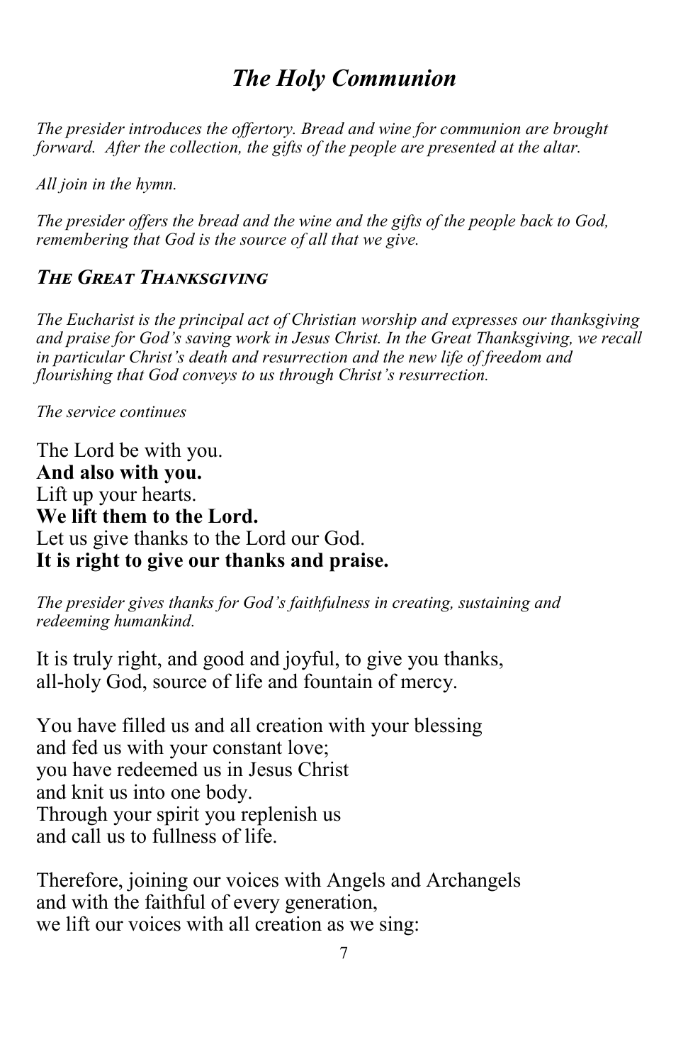# *The Holy Communion*

*The presider introduces the offertory. Bread and wine for communion are brought forward. After the collection, the gifts of the people are presented at the altar.*

*All join in the hymn.*

*The presider offers the bread and the wine and the gifts of the people back to God, remembering that God is the source of all that we give.*

### *The Great Thanksgiving*

*The Eucharist is the principal act of Christian worship and expresses our thanksgiving and praise for God's saving work in Jesus Christ. In the Great Thanksgiving, we recall in particular Christ's death and resurrection and the new life of freedom and flourishing that God conveys to us through Christ's resurrection.*

*The service continues*

The Lord be with you.
**And also with you.**
Lift up your hearts.
**We lift them to the Lord.**
Let us give thanks to the Lord our God.
**It is right to give our thanks and praise.**

*The presider gives thanks for God's faithfulness in creating, sustaining and redeeming humankind.*

It is truly right, and good and joyful, to give you thanks,
all-holy God, source of life and fountain of mercy.

You have filled us and all creation with your blessing
and fed us with your constant love;
you have redeemed us in Jesus Christ
and knit us into one body.
Through your spirit you replenish us
and call us to fullness of life.

Therefore, joining our voices with Angels and Archangels
and with the faithful of every generation,
we lift our voices with all creation as we sing: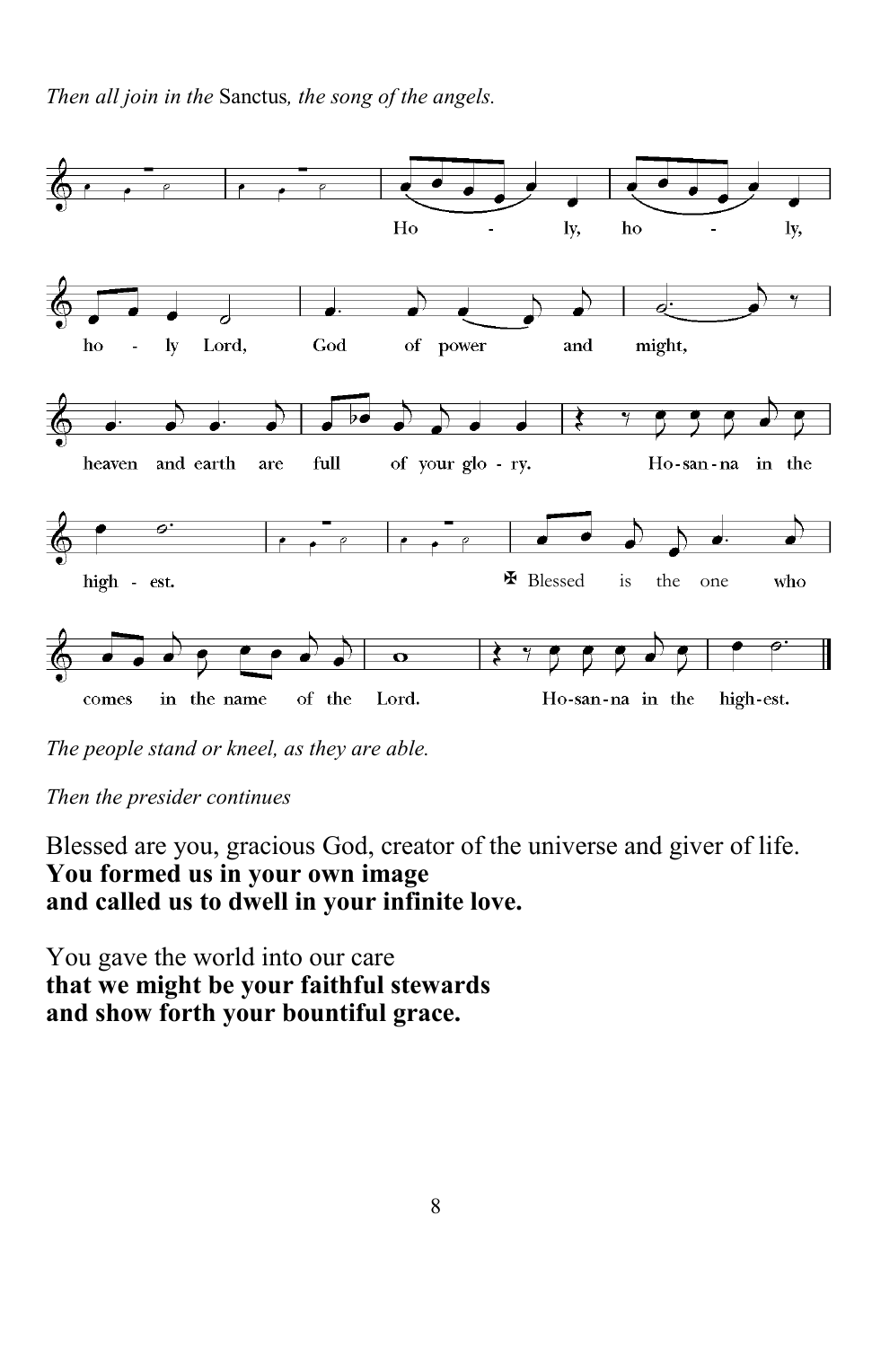*Then all join in the* Sanctus*, the song of the angels.*

Holy, holy, holy Lord, God of power and might, heaven and earth are full of your glory. Hosanna in the highest. ✠ Blessed is the one who comes in the name of the Lord. Hosanna in the highest.

*The people stand or kneel, as they are able.*

*Then the presider continues*

Blessed are you, gracious God, creator of the universe and giver of life.
**You formed us in your own image**
**and called us to dwell in your infinite love.**

You gave the world into our care
**that we might be your faithful stewards**
**and show forth your bountiful grace.**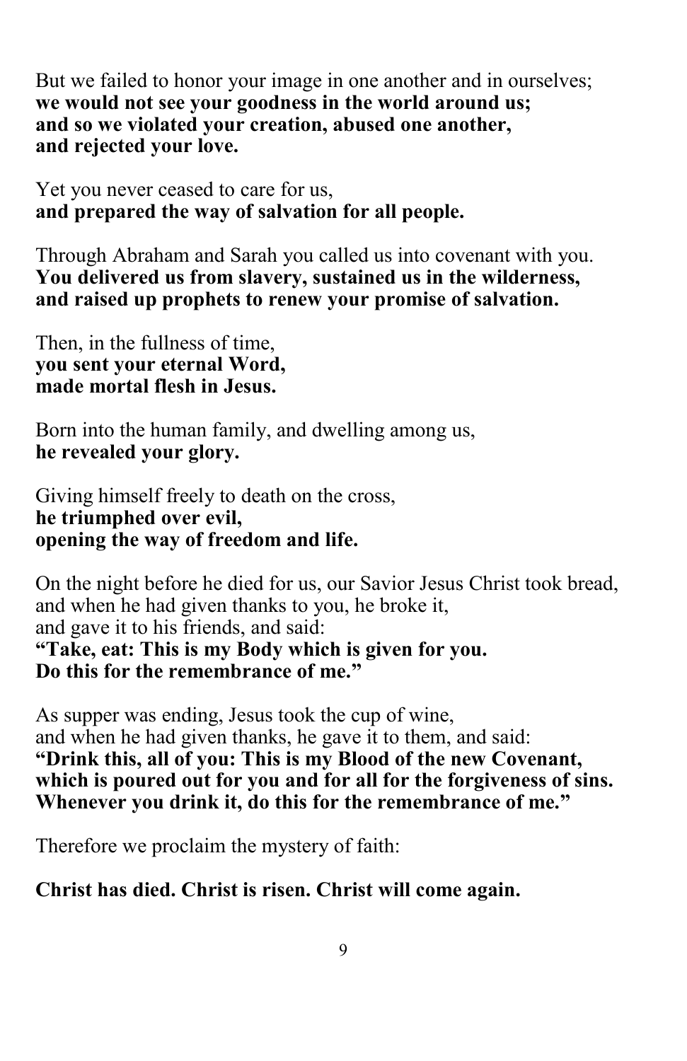But we failed to honor your image in one another and in ourselves;
**we would not see your goodness in the world around us;**
**and so we violated your creation, abused one another,**
**and rejected your love.**

Yet you never ceased to care for us,
**and prepared the way of salvation for all people.**

Through Abraham and Sarah you called us into covenant with you.
**You delivered us from slavery, sustained us in the wilderness,**
**and raised up prophets to renew your promise of salvation.**

Then, in the fullness of time,
**you sent your eternal Word,**
**made mortal flesh in Jesus.**

Born into the human family, and dwelling among us,
**he revealed your glory.**

Giving himself freely to death on the cross,
**he triumphed over evil,**
**opening the way of freedom and life.**

On the night before he died for us, our Savior Jesus Christ took bread,
and when he had given thanks to you, he broke it,
and gave it to his friends, and said:
**"Take, eat: This is my Body which is given for you.**
**Do this for the remembrance of me."**

As supper was ending, Jesus took the cup of wine,
and when he had given thanks, he gave it to them, and said:
**"Drink this, all of you: This is my Blood of the new Covenant,**
**which is poured out for you and for all for the forgiveness of sins.**
**Whenever you drink it, do this for the remembrance of me."**

Therefore we proclaim the mystery of faith:

**Christ has died. Christ is risen. Christ will come again.**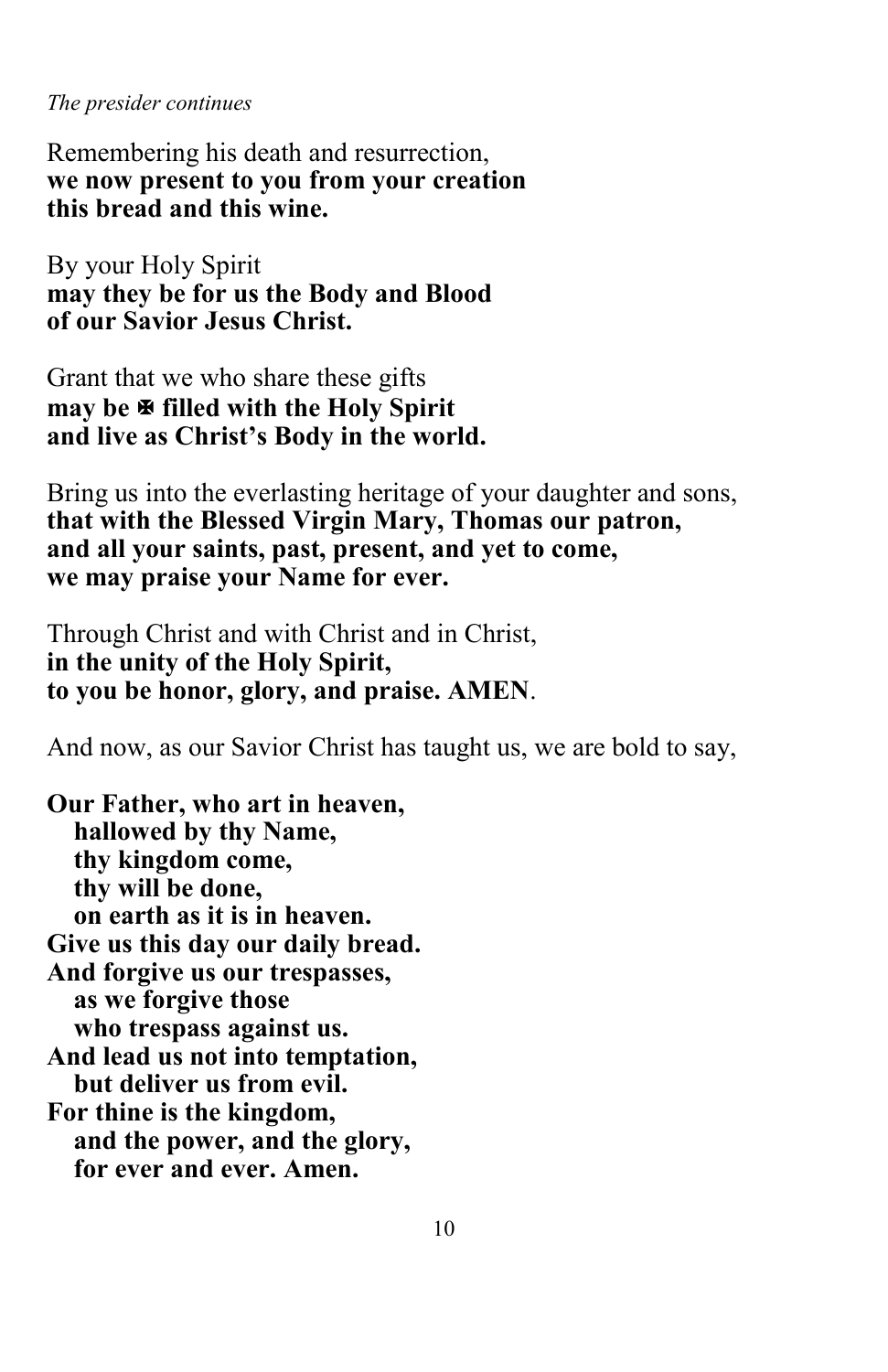*The presider continues*

Remembering his death and resurrection,
**we now present to you from your creation**
**this bread and this wine.**

By your Holy Spirit
**may they be for us the Body and Blood**
**of our Savior Jesus Christ.**

Grant that we who share these gifts
**may be ✠ filled with the Holy Spirit**
**and live as Christ's Body in the world.**

Bring us into the everlasting heritage of your daughter and sons,
**that with the Blessed Virgin Mary, Thomas our patron,**
**and all your saints, past, present, and yet to come,**
**we may praise your Name for ever.**

Through Christ and with Christ and in Christ,
**in the unity of the Holy Spirit,**
**to you be honor, glory, and praise. AMEN**.

And now, as our Savior Christ has taught us, we are bold to say,

**Our Father, who art in heaven,**
**hallowed by thy Name,**
**thy kingdom come,**
**thy will be done,**
**on earth as it is in heaven.**
**Give us this day our daily bread.**
**And forgive us our trespasses,**
**as we forgive those**
**who trespass against us.**
**And lead us not into temptation,**
**but deliver us from evil.**
**For thine is the kingdom,**
**and the power, and the glory,**
**for ever and ever. Amen.**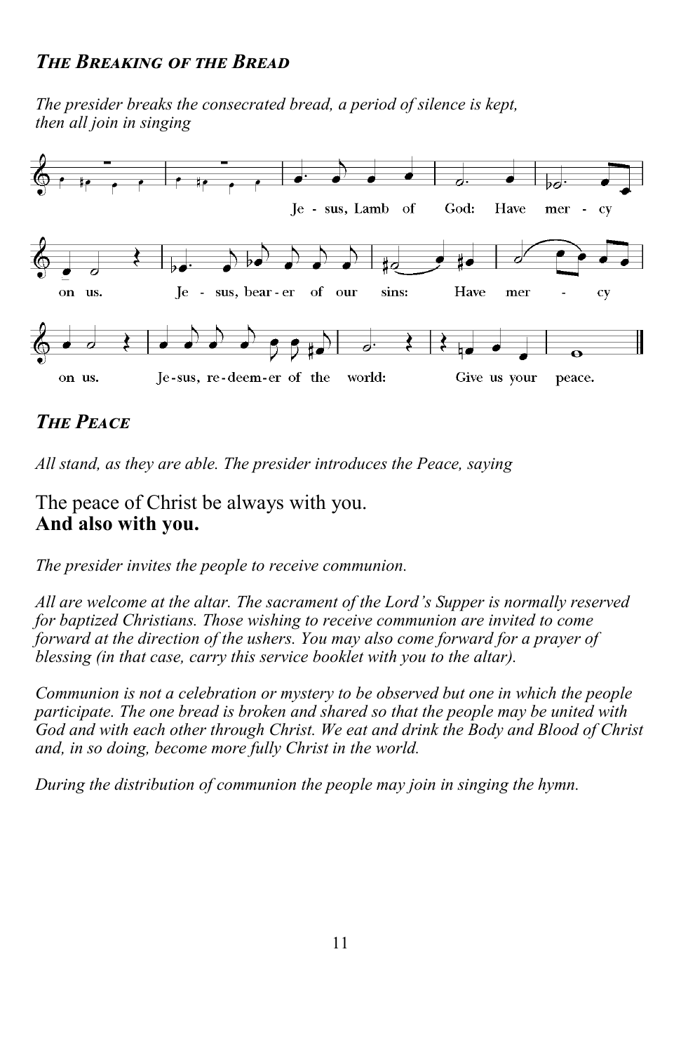### *The Breaking of the Bread*

*The presider breaks the consecrated bread, a period of silence is kept, then all join in singing*

Jesus, Lamb of God: Have mercy on us.
Jesus, bearer of our sins: Have mercy on us.
Jesus, redeemer of the world: Give us your peace.

### *The Peace*

*All stand, as they are able. The presider introduces the Peace, saying*

The peace of Christ be always with you.
**And also with you.**

*The presider invites the people to receive communion.*

*All are welcome at the altar. The sacrament of the Lord's Supper is normally reserved for baptized Christians. Those wishing to receive communion are invited to come forward at the direction of the ushers. You may also come forward for a prayer of blessing (in that case, carry this service booklet with you to the altar).*

*Communion is not a celebration or mystery to be observed but one in which the people participate. The one bread is broken and shared so that the people may be united with God and with each other through Christ. We eat and drink the Body and Blood of Christ and, in so doing, become more fully Christ in the world.*

*During the distribution of communion the people may join in singing the hymn.*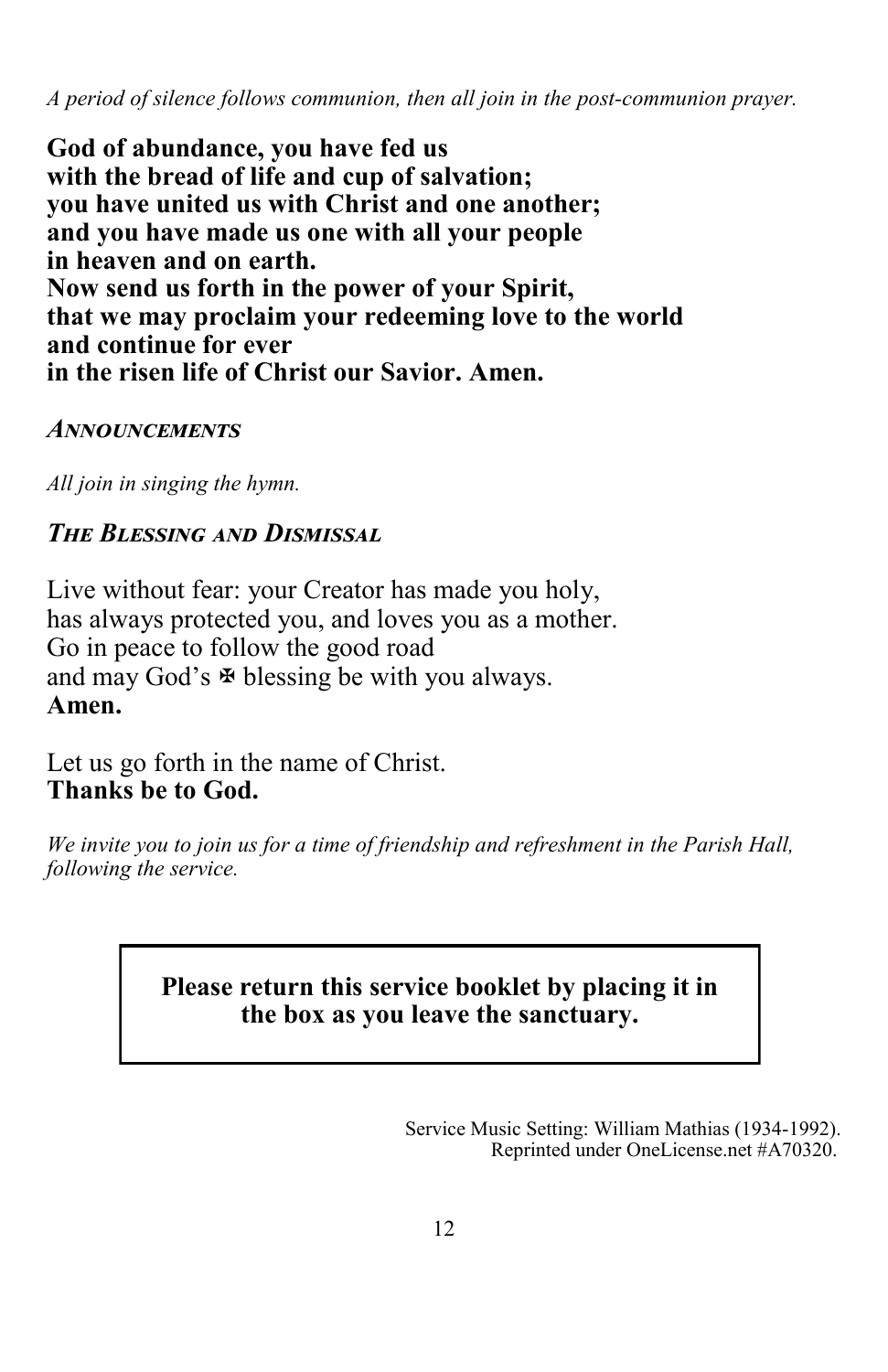*A period of silence follows communion, then all join in the post-communion prayer.*

**God of abundance, you have fed us**
**with the bread of life and cup of salvation;**
**you have united us with Christ and one another;**
**and you have made us one with all your people**
**in heaven and on earth.**
**Now send us forth in the power of your Spirit,**
**that we may proclaim your redeeming love to the world**
**and continue for ever**
**in the risen life of Christ our Savior. Amen.**

### *Announcements*

*All join in singing the hymn.*

### *The Blessing and Dismissal*

Live without fear: your Creator has made you holy,
has always protected you, and loves you as a mother.
Go in peace to follow the good road
and may God's ✠ blessing be with you always.
**Amen.**

Let us go forth in the name of Christ.
**Thanks be to God.**

*We invite you to join us for a time of friendship and refreshment in the Parish Hall, following the service.*

**Please return this service booklet by placing it in the box as you leave the sanctuary.**

Service Music Setting: William Mathias (1934-1992).
Reprinted under OneLicense.net #A70320.